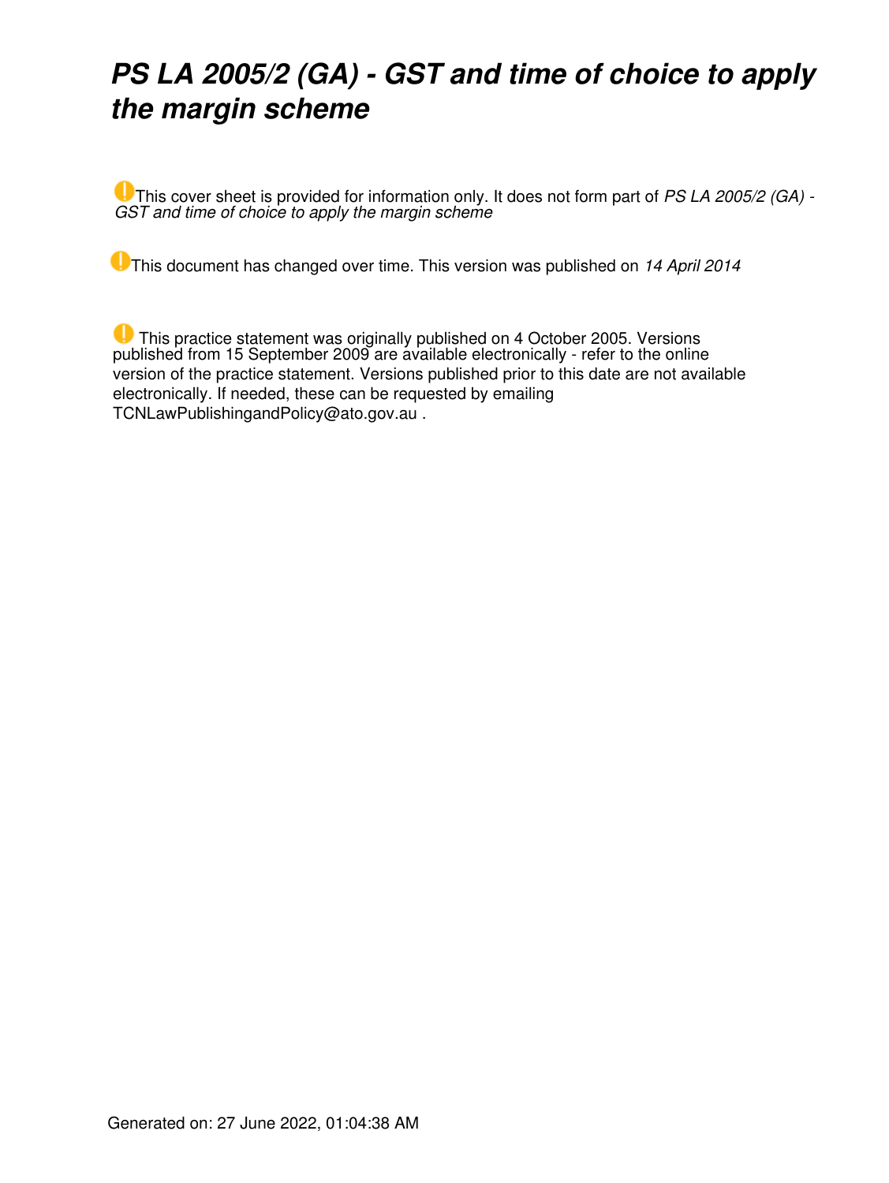# *PS LA 2005/2 (GA) - GST and time of choice to apply the margin scheme*

This cover sheet is provided for information only. It does not form part of *PS LA 2005/2 (GA) - GST and time of choice to apply the margin scheme*

This document has changed over time. This version was published on *14 April 2014*

This practice statement was originally published on 4 October 2005. Versions published from 15 September 2009 are available electronically - refer to the online version of the practice statement. Versions published prior to this date are not available electronically. If needed, these can be requested by emailing TCNLawPublishingandPolicy@ato.gov.au .

Generated on: 27 June 2022, 01:04:38 AM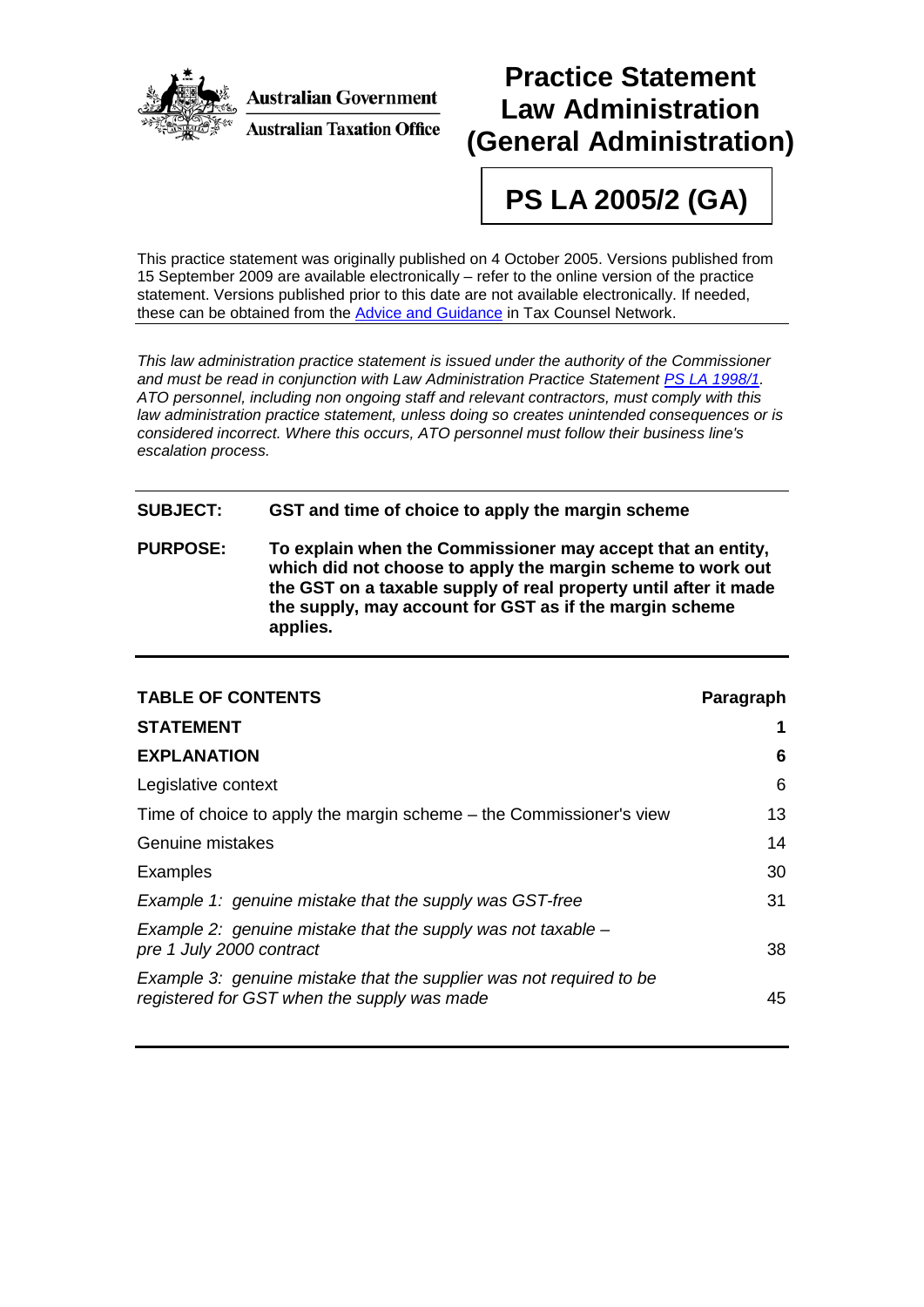**Australian Government**

**Australian Taxation Office**

# Practice Statement Law Administration (General Administration)

## PS LA 2005/2 (GA)

This practice statement was originally published on 4 October 2005. Versions published from 15 September 2009 are available electronically – refer to the online version of the practice statement. Versions published prior to this date are not available electronically. If needed, these can be obtained from the Advice and Guidance in Tax Counsel Network.

*This law administration practice statement is issued under the authority of the Commissioner and must be read in conjunction with Law Administration Practice Statement PS LA 1998/1. ATO personnel, including non ongoing staff and relevant contractors, must comply with this law administration practice statement, unless doing so creates unintended consequences or is considered incorrect. Where this occurs, ATO personnel must follow their business line's escalation process.*

**SUBJECT:** **GST and time of choice to apply the margin scheme**

**PURPOSE:** **To explain when the Commissioner may accept that an entity, which did not choose to apply the margin scheme to work out the GST on a taxable supply of real property until after it made the supply, may account for GST as if the margin scheme applies.**

| **TABLE OF CONTENTS** | **Paragraph** |
| --- | --- |
| **STATEMENT** | **1** |
| **EXPLANATION** | **6** |
| Legislative context | 6 |
| Time of choice to apply the margin scheme – the Commissioner's view | 13 |
| Genuine mistakes | 14 |
| Examples | 30 |
| *Example 1: genuine mistake that the supply was GST-free* | 31 |
| *Example 2: genuine mistake that the supply was not taxable – pre 1 July 2000 contract* | 38 |
| *Example 3: genuine mistake that the supplier was not required to be registered for GST when the supply was made* | 45 |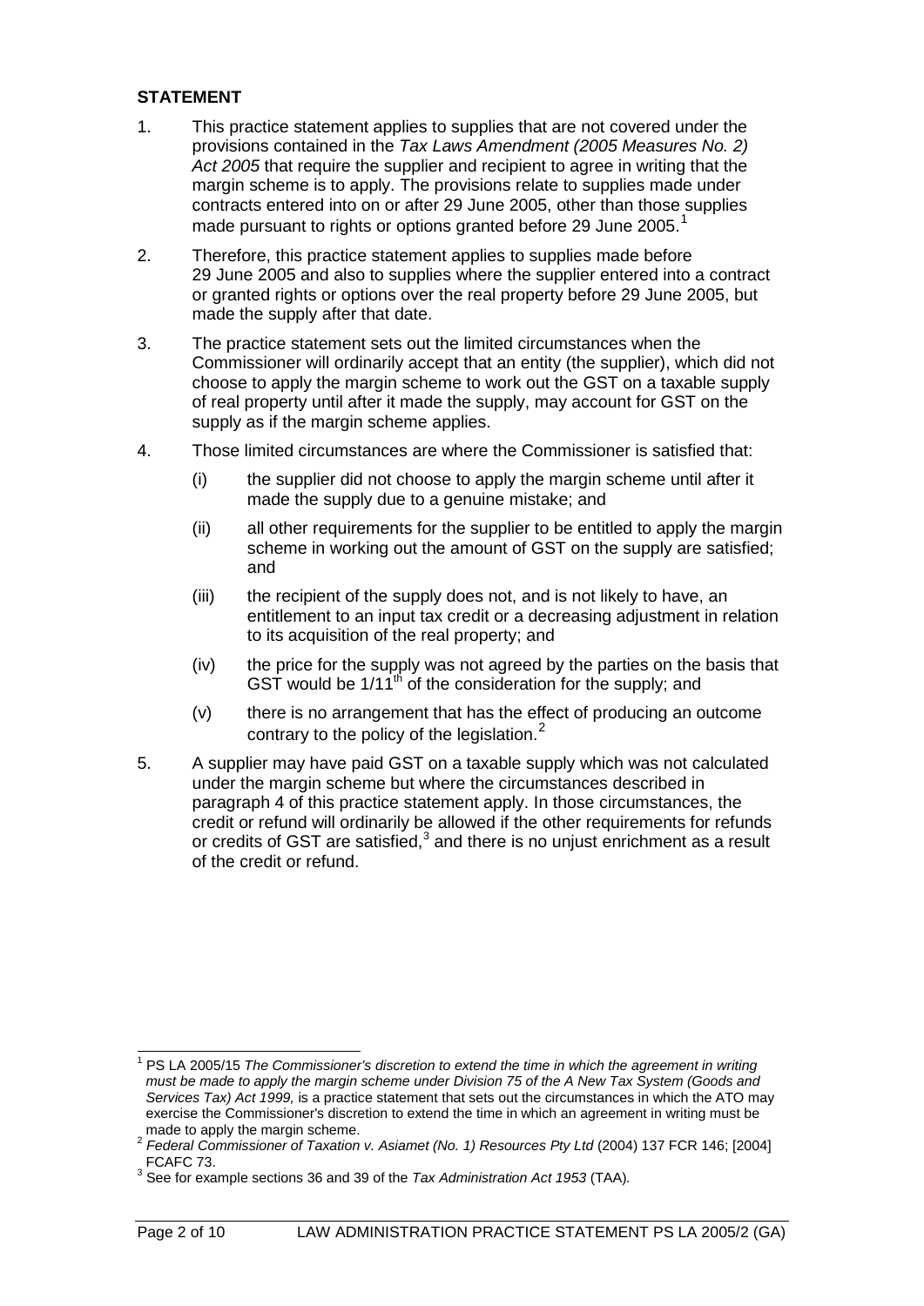## STATEMENT

1. This practice statement applies to supplies that are not covered under the provisions contained in the *Tax Laws Amendment (2005 Measures No. 2) Act 2005* that require the supplier and recipient to agree in writing that the margin scheme is to apply. The provisions relate to supplies made under contracts entered into on or after 29 June 2005, other than those supplies made pursuant to rights or options granted before 29 June 2005.[1]

2. Therefore, this practice statement applies to supplies made before 29 June 2005 and also to supplies where the supplier entered into a contract or granted rights or options over the real property before 29 June 2005, but made the supply after that date.

3. The practice statement sets out the limited circumstances when the Commissioner will ordinarily accept that an entity (the supplier), which did not choose to apply the margin scheme to work out the GST on a taxable supply of real property until after it made the supply, may account for GST on the supply as if the margin scheme applies.

4. Those limited circumstances are where the Commissioner is satisfied that:

   (i) the supplier did not choose to apply the margin scheme until after it made the supply due to a genuine mistake; and

   (ii) all other requirements for the supplier to be entitled to apply the margin scheme in working out the amount of GST on the supply are satisfied; and

   (iii) the recipient of the supply does not, and is not likely to have, an entitlement to an input tax credit or a decreasing adjustment in relation to its acquisition of the real property; and

   (iv) the price for the supply was not agreed by the parties on the basis that GST would be 1/11[th] of the consideration for the supply; and

   (v) there is no arrangement that has the effect of producing an outcome contrary to the policy of the legislation.[2]

5. A supplier may have paid GST on a taxable supply which was not calculated under the margin scheme but where the circumstances described in paragraph 4 of this practice statement apply. In those circumstances, the credit or refund will ordinarily be allowed if the other requirements for refunds or credits of GST are satisfied,[3] and there is no unjust enrichment as a result of the credit or refund.

---

[1] PS LA 2005/15 *The Commissioner's discretion to extend the time in which the agreement in writing must be made to apply the margin scheme under Division 75 of the A New Tax System (Goods and Services Tax) Act 1999,* is a practice statement that sets out the circumstances in which the ATO may exercise the Commissioner's discretion to extend the time in which an agreement in writing must be made to apply the margin scheme.

[2] *Federal Commissioner of Taxation v. Asiamet (No. 1) Resources Pty Ltd* (2004) 137 FCR 146; [2004] FCAFC 73.

[3] See for example sections 36 and 39 of the *Tax Administration Act 1953* (TAA).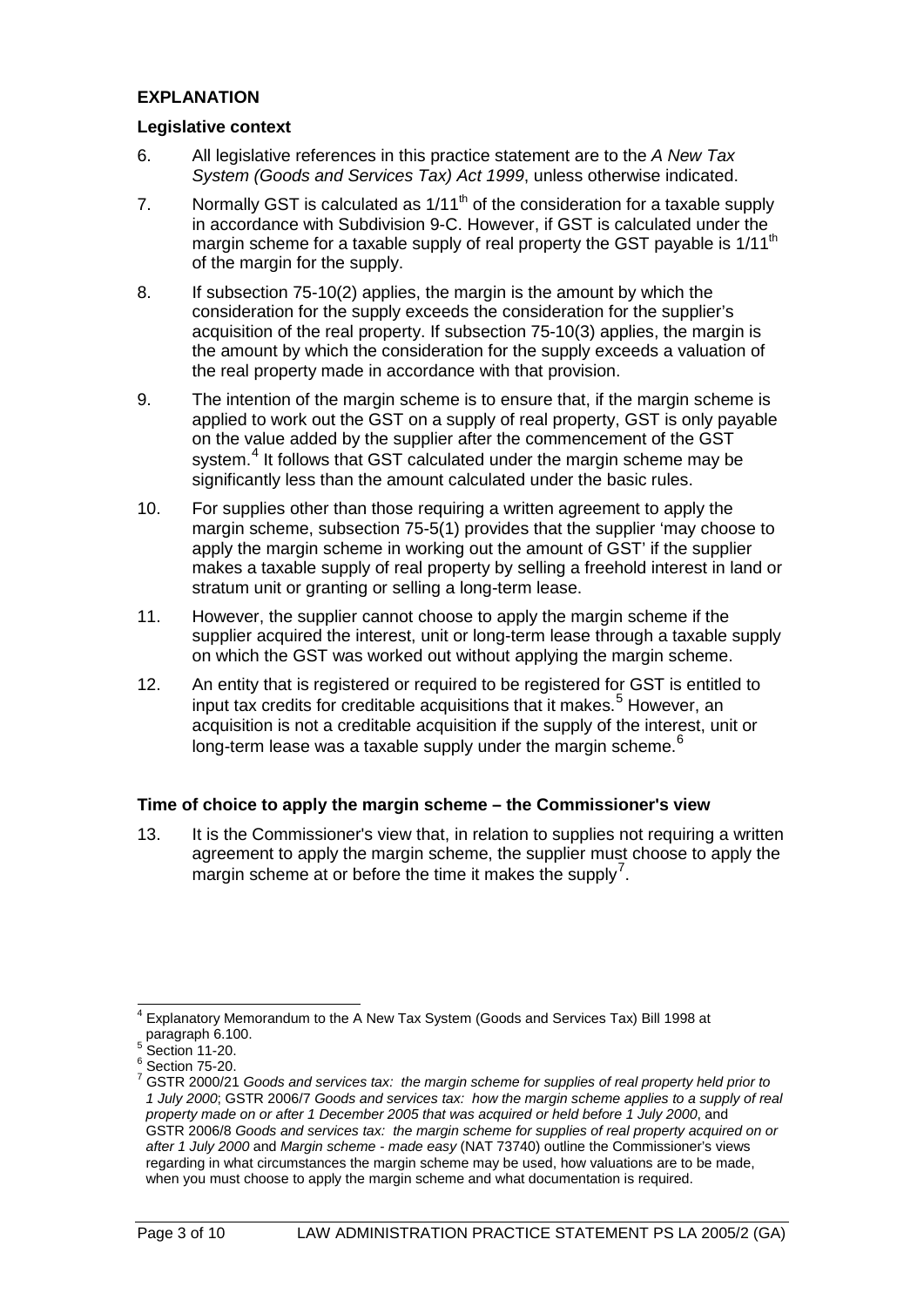## EXPLANATION

### Legislative context

6. All legislative references in this practice statement are to the *A New Tax System (Goods and Services Tax) Act 1999*, unless otherwise indicated.

7. Normally GST is calculated as 1/11th of the consideration for a taxable supply in accordance with Subdivision 9-C. However, if GST is calculated under the margin scheme for a taxable supply of real property the GST payable is 1/11th of the margin for the supply.

8. If subsection 75-10(2) applies, the margin is the amount by which the consideration for the supply exceeds the consideration for the supplier's acquisition of the real property. If subsection 75-10(3) applies, the margin is the amount by which the consideration for the supply exceeds a valuation of the real property made in accordance with that provision.

9. The intention of the margin scheme is to ensure that, if the margin scheme is applied to work out the GST on a supply of real property, GST is only payable on the value added by the supplier after the commencement of the GST system.[4] It follows that GST calculated under the margin scheme may be significantly less than the amount calculated under the basic rules.

10. For supplies other than those requiring a written agreement to apply the margin scheme, subsection 75-5(1) provides that the supplier 'may choose to apply the margin scheme in working out the amount of GST' if the supplier makes a taxable supply of real property by selling a freehold interest in land or stratum unit or granting or selling a long-term lease.

11. However, the supplier cannot choose to apply the margin scheme if the supplier acquired the interest, unit or long-term lease through a taxable supply on which the GST was worked out without applying the margin scheme.

12. An entity that is registered or required to be registered for GST is entitled to input tax credits for creditable acquisitions that it makes.[5] However, an acquisition is not a creditable acquisition if the supply of the interest, unit or long-term lease was a taxable supply under the margin scheme.[6]

### Time of choice to apply the margin scheme – the Commissioner's view

13. It is the Commissioner's view that, in relation to supplies not requiring a written agreement to apply the margin scheme, the supplier must choose to apply the margin scheme at or before the time it makes the supply[7].

---

[4] Explanatory Memorandum to the A New Tax System (Goods and Services Tax) Bill 1998 at paragraph 6.100.

[5] Section 11-20.

[6] Section 75-20.

[7] GSTR 2000/21 *Goods and services tax: the margin scheme for supplies of real property held prior to 1 July 2000*; GSTR 2006/7 *Goods and services tax: how the margin scheme applies to a supply of real property made on or after 1 December 2005 that was acquired or held before 1 July 2000*, and GSTR 2006/8 *Goods and services tax: the margin scheme for supplies of real property acquired on or after 1 July 2000* and *Margin scheme - made easy* (NAT 73740) outline the Commissioner's views regarding in what circumstances the margin scheme may be used, how valuations are to be made, when you must choose to apply the margin scheme and what documentation is required.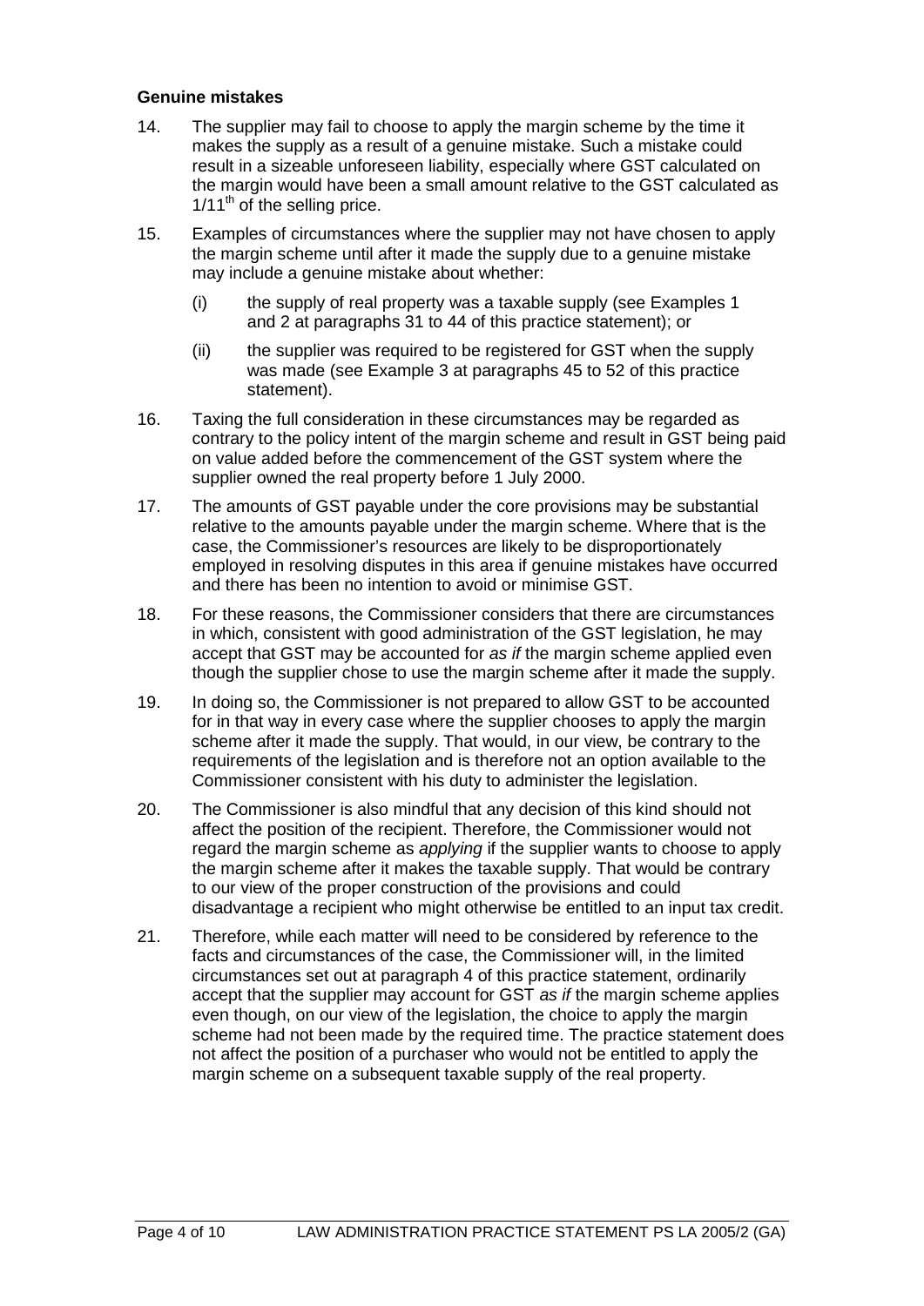**Genuine mistakes**

14. The supplier may fail to choose to apply the margin scheme by the time it makes the supply as a result of a genuine mistake. Such a mistake could result in a sizeable unforeseen liability, especially where GST calculated on the margin would have been a small amount relative to the GST calculated as $1/11^{th}$ of the selling price.

15. Examples of circumstances where the supplier may not have chosen to apply the margin scheme until after it made the supply due to a genuine mistake may include a genuine mistake about whether:

    (i) the supply of real property was a taxable supply (see Examples 1 and 2 at paragraphs 31 to 44 of this practice statement); or

    (ii) the supplier was required to be registered for GST when the supply was made (see Example 3 at paragraphs 45 to 52 of this practice statement).

16. Taxing the full consideration in these circumstances may be regarded as contrary to the policy intent of the margin scheme and result in GST being paid on value added before the commencement of the GST system where the supplier owned the real property before 1 July 2000.

17. The amounts of GST payable under the core provisions may be substantial relative to the amounts payable under the margin scheme. Where that is the case, the Commissioner's resources are likely to be disproportionately employed in resolving disputes in this area if genuine mistakes have occurred and there has been no intention to avoid or minimise GST.

18. For these reasons, the Commissioner considers that there are circumstances in which, consistent with good administration of the GST legislation, he may accept that GST may be accounted for *as if* the margin scheme applied even though the supplier chose to use the margin scheme after it made the supply.

19. In doing so, the Commissioner is not prepared to allow GST to be accounted for in that way in every case where the supplier chooses to apply the margin scheme after it made the supply. That would, in our view, be contrary to the requirements of the legislation and is therefore not an option available to the Commissioner consistent with his duty to administer the legislation.

20. The Commissioner is also mindful that any decision of this kind should not affect the position of the recipient. Therefore, the Commissioner would not regard the margin scheme as *applying* if the supplier wants to choose to apply the margin scheme after it makes the taxable supply. That would be contrary to our view of the proper construction of the provisions and could disadvantage a recipient who might otherwise be entitled to an input tax credit.

21. Therefore, while each matter will need to be considered by reference to the facts and circumstances of the case, the Commissioner will, in the limited circumstances set out at paragraph 4 of this practice statement, ordinarily accept that the supplier may account for GST *as if* the margin scheme applies even though, on our view of the legislation, the choice to apply the margin scheme had not been made by the required time. The practice statement does not affect the position of a purchaser who would not be entitled to apply the margin scheme on a subsequent taxable supply of the real property.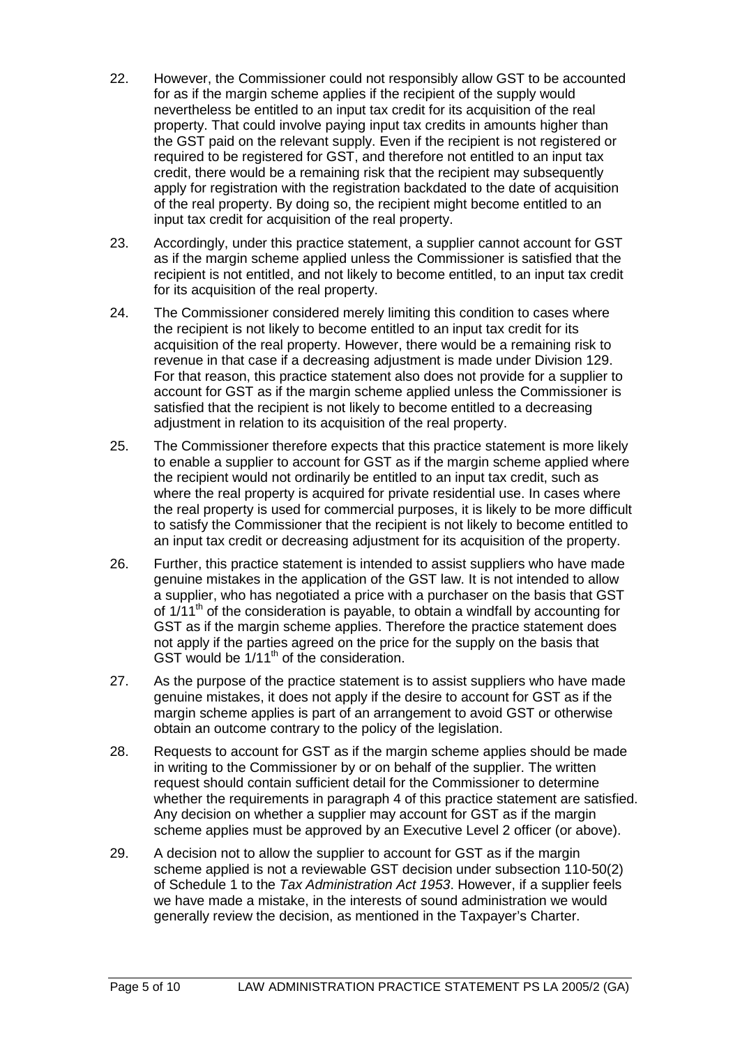22. However, the Commissioner could not responsibly allow GST to be accounted for as if the margin scheme applies if the recipient of the supply would nevertheless be entitled to an input tax credit for its acquisition of the real property. That could involve paying input tax credits in amounts higher than the GST paid on the relevant supply. Even if the recipient is not registered or required to be registered for GST, and therefore not entitled to an input tax credit, there would be a remaining risk that the recipient may subsequently apply for registration with the registration backdated to the date of acquisition of the real property. By doing so, the recipient might become entitled to an input tax credit for acquisition of the real property.

23. Accordingly, under this practice statement, a supplier cannot account for GST as if the margin scheme applied unless the Commissioner is satisfied that the recipient is not entitled, and not likely to become entitled, to an input tax credit for its acquisition of the real property.

24. The Commissioner considered merely limiting this condition to cases where the recipient is not likely to become entitled to an input tax credit for its acquisition of the real property. However, there would be a remaining risk to revenue in that case if a decreasing adjustment is made under Division 129. For that reason, this practice statement also does not provide for a supplier to account for GST as if the margin scheme applied unless the Commissioner is satisfied that the recipient is not likely to become entitled to a decreasing adjustment in relation to its acquisition of the real property.

25. The Commissioner therefore expects that this practice statement is more likely to enable a supplier to account for GST as if the margin scheme applied where the recipient would not ordinarily be entitled to an input tax credit, such as where the real property is acquired for private residential use. In cases where the real property is used for commercial purposes, it is likely to be more difficult to satisfy the Commissioner that the recipient is not likely to become entitled to an input tax credit or decreasing adjustment for its acquisition of the property.

26. Further, this practice statement is intended to assist suppliers who have made genuine mistakes in the application of the GST law. It is not intended to allow a supplier, who has negotiated a price with a purchaser on the basis that GST of 1/11th of the consideration is payable, to obtain a windfall by accounting for GST as if the margin scheme applies. Therefore the practice statement does not apply if the parties agreed on the price for the supply on the basis that GST would be 1/11th of the consideration.

27. As the purpose of the practice statement is to assist suppliers who have made genuine mistakes, it does not apply if the desire to account for GST as if the margin scheme applies is part of an arrangement to avoid GST or otherwise obtain an outcome contrary to the policy of the legislation.

28. Requests to account for GST as if the margin scheme applies should be made in writing to the Commissioner by or on behalf of the supplier. The written request should contain sufficient detail for the Commissioner to determine whether the requirements in paragraph 4 of this practice statement are satisfied. Any decision on whether a supplier may account for GST as if the margin scheme applies must be approved by an Executive Level 2 officer (or above).

29. A decision not to allow the supplier to account for GST as if the margin scheme applied is not a reviewable GST decision under subsection 110-50(2) of Schedule 1 to the *Tax Administration Act 1953*. However, if a supplier feels we have made a mistake, in the interests of sound administration we would generally review the decision, as mentioned in the Taxpayer's Charter.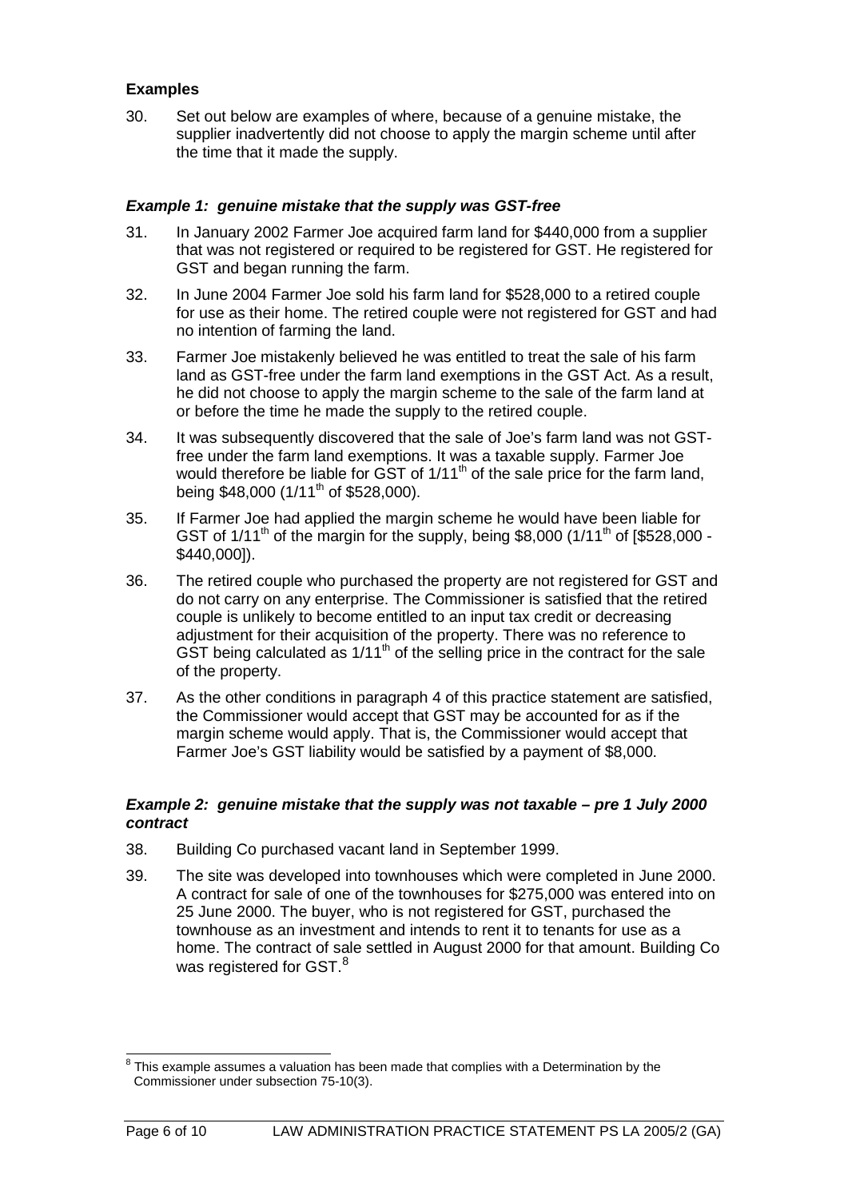### Examples

30. Set out below are examples of where, because of a genuine mistake, the supplier inadvertently did not choose to apply the margin scheme until after the time that it made the supply.

#### *Example 1: genuine mistake that the supply was GST-free*

31. In January 2002 Farmer Joe acquired farm land for $440,000 from a supplier that was not registered or required to be registered for GST. He registered for GST and began running the farm.

32. In June 2004 Farmer Joe sold his farm land for $528,000 to a retired couple for use as their home. The retired couple were not registered for GST and had no intention of farming the land.

33. Farmer Joe mistakenly believed he was entitled to treat the sale of his farm land as GST-free under the farm land exemptions in the GST Act. As a result, he did not choose to apply the margin scheme to the sale of the farm land at or before the time he made the supply to the retired couple.

34. It was subsequently discovered that the sale of Joe's farm land was not GST-free under the farm land exemptions. It was a taxable supply. Farmer Joe would therefore be liable for GST of 1/11th of the sale price for the farm land, being $48,000 (1/11th of $528,000).

35. If Farmer Joe had applied the margin scheme he would have been liable for GST of 1/11th of the margin for the supply, being $8,000 (1/11th of [$528,000 - $440,000]).

36. The retired couple who purchased the property are not registered for GST and do not carry on any enterprise. The Commissioner is satisfied that the retired couple is unlikely to become entitled to an input tax credit or decreasing adjustment for their acquisition of the property. There was no reference to GST being calculated as 1/11th of the selling price in the contract for the sale of the property.

37. As the other conditions in paragraph 4 of this practice statement are satisfied, the Commissioner would accept that GST may be accounted for as if the margin scheme would apply. That is, the Commissioner would accept that Farmer Joe's GST liability would be satisfied by a payment of $8,000.

#### *Example 2: genuine mistake that the supply was not taxable – pre 1 July 2000 contract*

38. Building Co purchased vacant land in September 1999.

39. The site was developed into townhouses which were completed in June 2000. A contract for sale of one of the townhouses for $275,000 was entered into on 25 June 2000. The buyer, who is not registered for GST, purchased the townhouse as an investment and intends to rent it to tenants for use as a home. The contract of sale settled in August 2000 for that amount. Building Co was registered for GST.[8]

---

[8] This example assumes a valuation has been made that complies with a Determination by the Commissioner under subsection 75-10(3).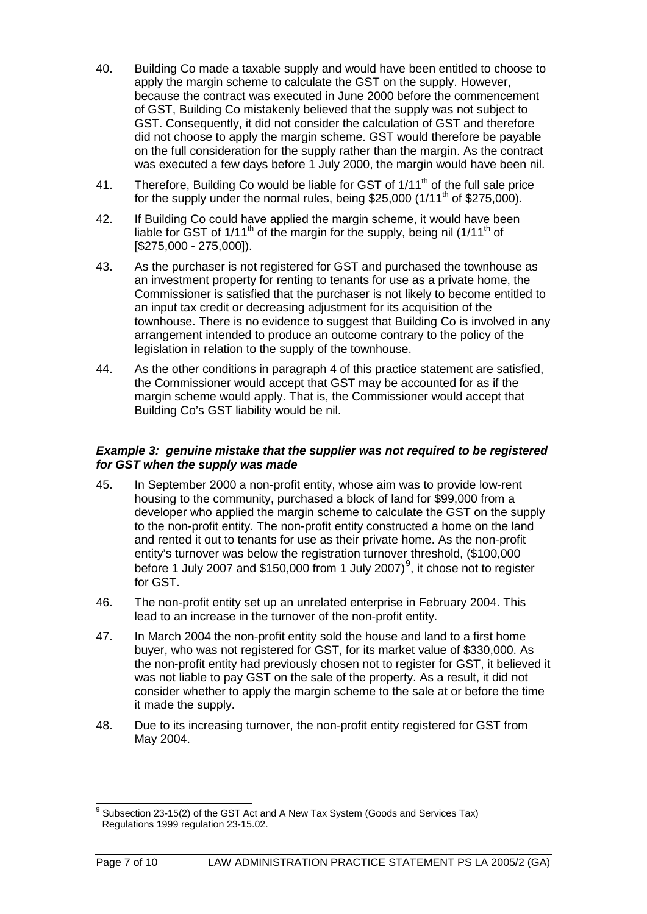40. Building Co made a taxable supply and would have been entitled to choose to apply the margin scheme to calculate the GST on the supply. However, because the contract was executed in June 2000 before the commencement of GST, Building Co mistakenly believed that the supply was not subject to GST. Consequently, it did not consider the calculation of GST and therefore did not choose to apply the margin scheme. GST would therefore be payable on the full consideration for the supply rather than the margin. As the contract was executed a few days before 1 July 2000, the margin would have been nil.

41. Therefore, Building Co would be liable for GST of 1/11th of the full sale price for the supply under the normal rules, being $25,000 (1/11th of $275,000).

42. If Building Co could have applied the margin scheme, it would have been liable for GST of 1/11th of the margin for the supply, being nil (1/11th of [$275,000 - 275,000]).

43. As the purchaser is not registered for GST and purchased the townhouse as an investment property for renting to tenants for use as a private home, the Commissioner is satisfied that the purchaser is not likely to become entitled to an input tax credit or decreasing adjustment for its acquisition of the townhouse. There is no evidence to suggest that Building Co is involved in any arrangement intended to produce an outcome contrary to the policy of the legislation in relation to the supply of the townhouse.

44. As the other conditions in paragraph 4 of this practice statement are satisfied, the Commissioner would accept that GST may be accounted for as if the margin scheme would apply. That is, the Commissioner would accept that Building Co's GST liability would be nil.

### *Example 3: genuine mistake that the supplier was not required to be registered for GST when the supply was made*

45. In September 2000 a non-profit entity, whose aim was to provide low-rent housing to the community, purchased a block of land for $99,000 from a developer who applied the margin scheme to calculate the GST on the supply to the non-profit entity. The non-profit entity constructed a home on the land and rented it out to tenants for use as their private home. As the non-profit entity's turnover was below the registration turnover threshold, ($100,000 before 1 July 2007 and $150,000 from 1 July 2007)[9], it chose not to register for GST.

46. The non-profit entity set up an unrelated enterprise in February 2004. This lead to an increase in the turnover of the non-profit entity.

47. In March 2004 the non-profit entity sold the house and land to a first home buyer, who was not registered for GST, for its market value of $330,000. As the non-profit entity had previously chosen not to register for GST, it believed it was not liable to pay GST on the sale of the property. As a result, it did not consider whether to apply the margin scheme to the sale at or before the time it made the supply.

48. Due to its increasing turnover, the non-profit entity registered for GST from May 2004.

---

[9] Subsection 23-15(2) of the GST Act and A New Tax System (Goods and Services Tax) Regulations 1999 regulation 23-15.02.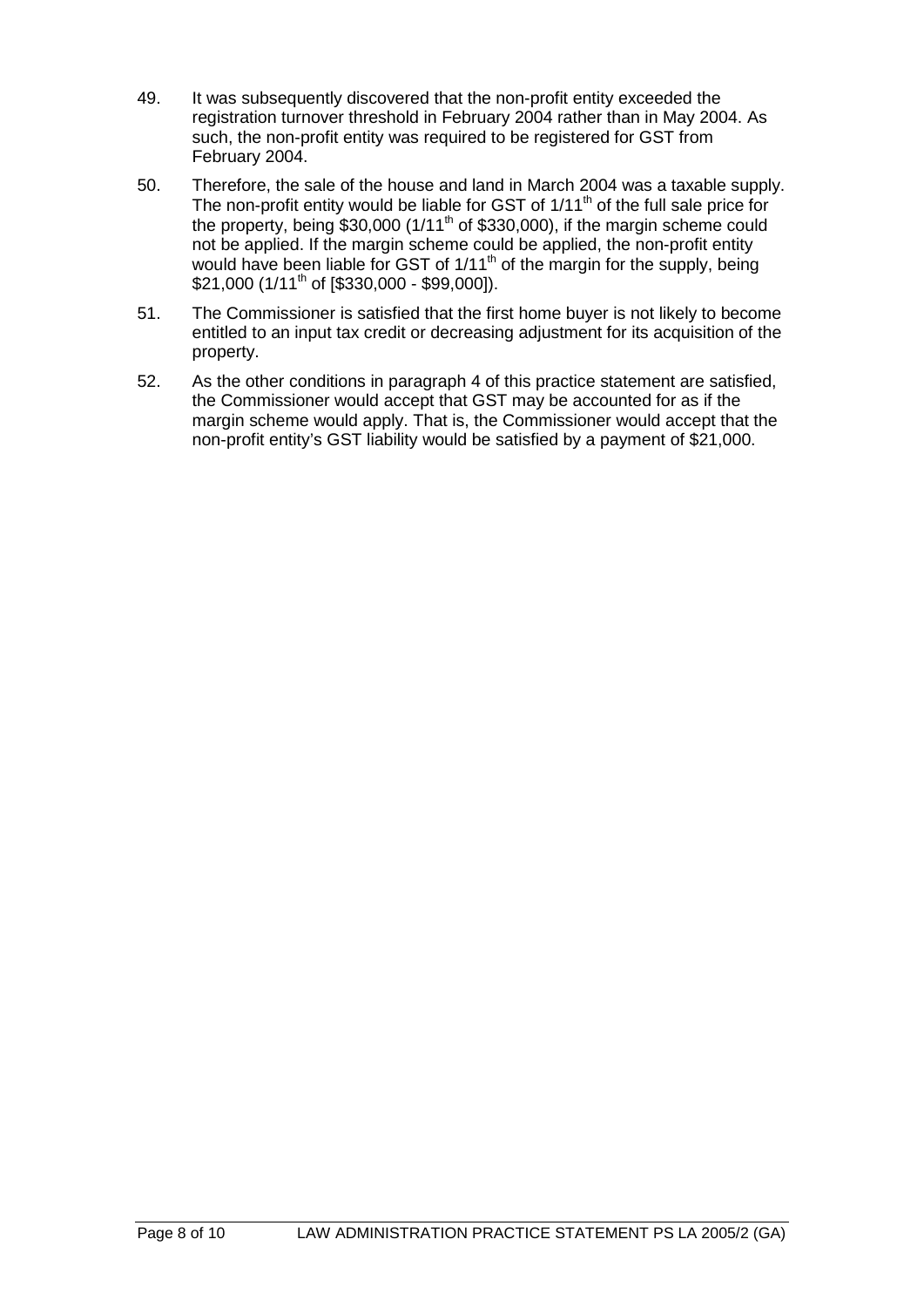49. It was subsequently discovered that the non-profit entity exceeded the registration turnover threshold in February 2004 rather than in May 2004. As such, the non-profit entity was required to be registered for GST from February 2004.

50. Therefore, the sale of the house and land in March 2004 was a taxable supply. The non-profit entity would be liable for GST of 1/11th of the full sale price for the property, being $30,000 (1/11th of $330,000), if the margin scheme could not be applied. If the margin scheme could be applied, the non-profit entity would have been liable for GST of 1/11th of the margin for the supply, being $21,000 (1/11th of [$330,000 - $99,000]).

51. The Commissioner is satisfied that the first home buyer is not likely to become entitled to an input tax credit or decreasing adjustment for its acquisition of the property.

52. As the other conditions in paragraph 4 of this practice statement are satisfied, the Commissioner would accept that GST may be accounted for as if the margin scheme would apply. That is, the Commissioner would accept that the non-profit entity's GST liability would be satisfied by a payment of $21,000.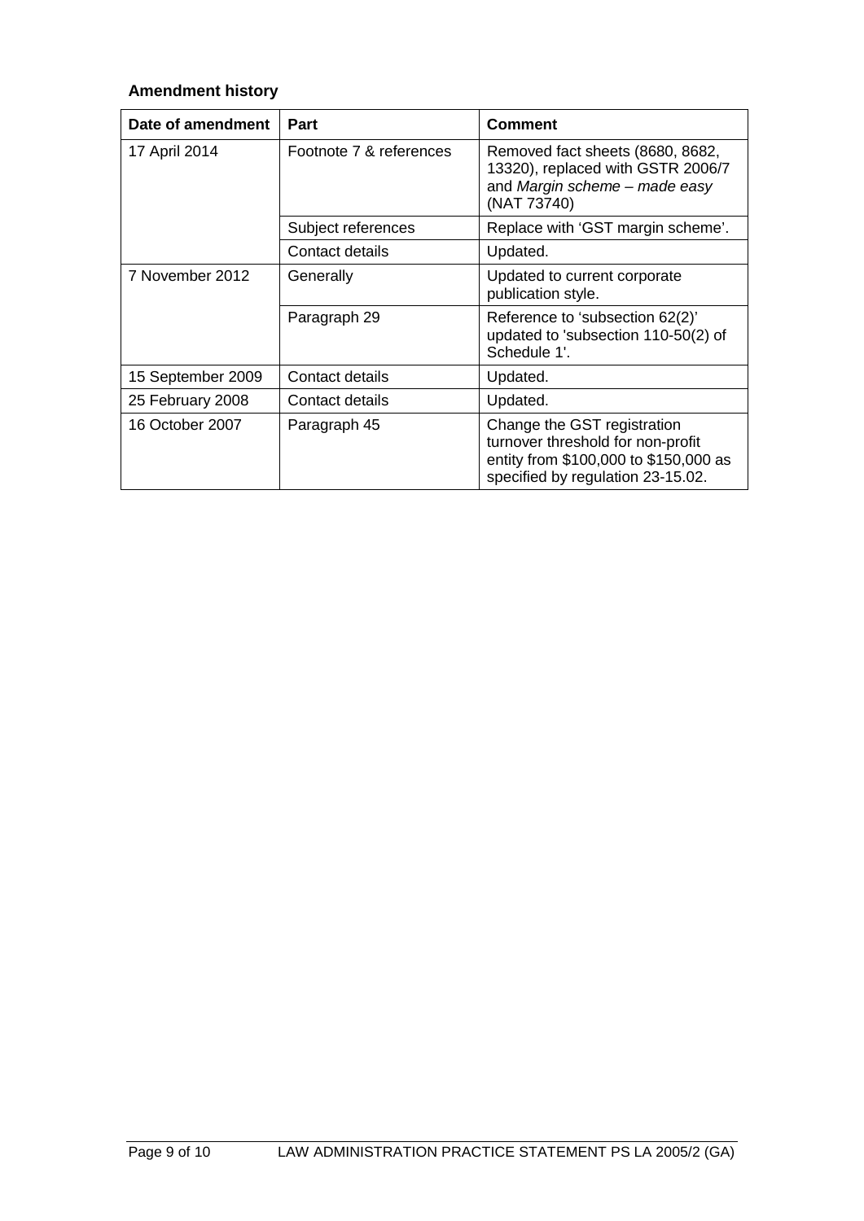**Amendment history**

| Date of amendment | Part | Comment |
| --- | --- | --- |
| 17 April 2014 | Footnote 7 & references | Removed fact sheets (8680, 8682, 13320), replaced with GSTR 2006/7 and *Margin scheme – made easy* (NAT 73740) |
| | Subject references | Replace with 'GST margin scheme'. |
| | Contact details | Updated. |
| 7 November 2012 | Generally | Updated to current corporate publication style. |
| | Paragraph 29 | Reference to 'subsection 62(2)' updated to 'subsection 110-50(2) of Schedule 1'. |
| 15 September 2009 | Contact details | Updated. |
| 25 February 2008 | Contact details | Updated. |
| 16 October 2007 | Paragraph 45 | Change the GST registration turnover threshold for non-profit entity from \$100,000 to \$150,000 as specified by regulation 23-15.02. |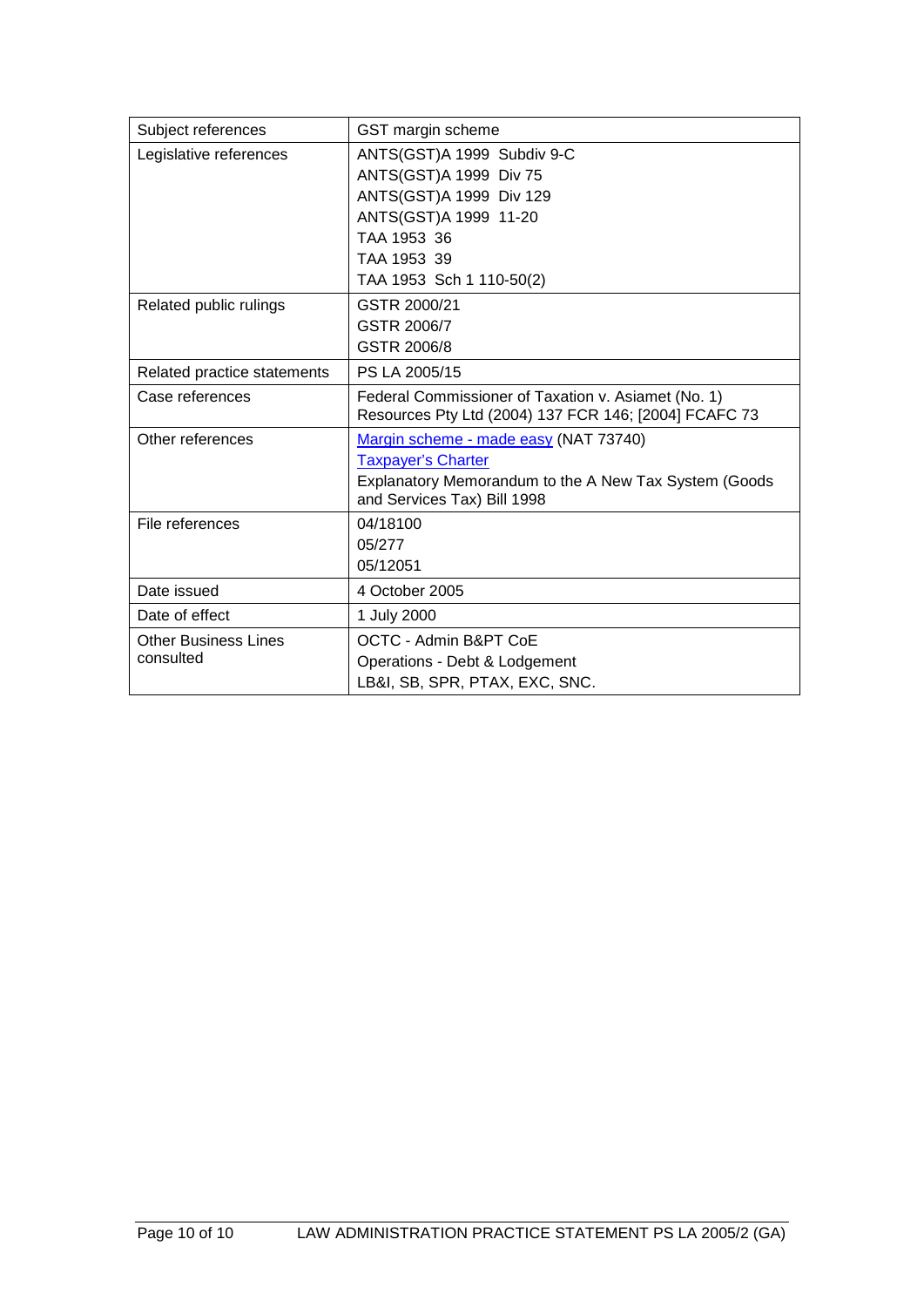| | |
|---|---|
| Subject references | GST margin scheme |
| Legislative references | ANTS(GST)A 1999 Subdiv 9-C<br>ANTS(GST)A 1999 Div 75<br>ANTS(GST)A 1999 Div 129<br>ANTS(GST)A 1999 11-20<br>TAA 1953 36<br>TAA 1953 39<br>TAA 1953 Sch 1 110-50(2) |
| Related public rulings | GSTR 2000/21<br>GSTR 2006/7<br>GSTR 2006/8 |
| Related practice statements | PS LA 2005/15 |
| Case references | Federal Commissioner of Taxation v. Asiamet (No. 1) Resources Pty Ltd (2004) 137 FCR 146; [2004] FCAFC 73 |
| Other references | Margin scheme - made easy (NAT 73740)<br>Taxpayer's Charter<br>Explanatory Memorandum to the A New Tax System (Goods and Services Tax) Bill 1998 |
| File references | 04/18100<br>05/277<br>05/12051 |
| Date issued | 4 October 2005 |
| Date of effect | 1 July 2000 |
| Other Business Lines consulted | OCTC - Admin B&PT CoE<br>Operations - Debt & Lodgement<br>LB&I, SB, SPR, PTAX, EXC, SNC. |